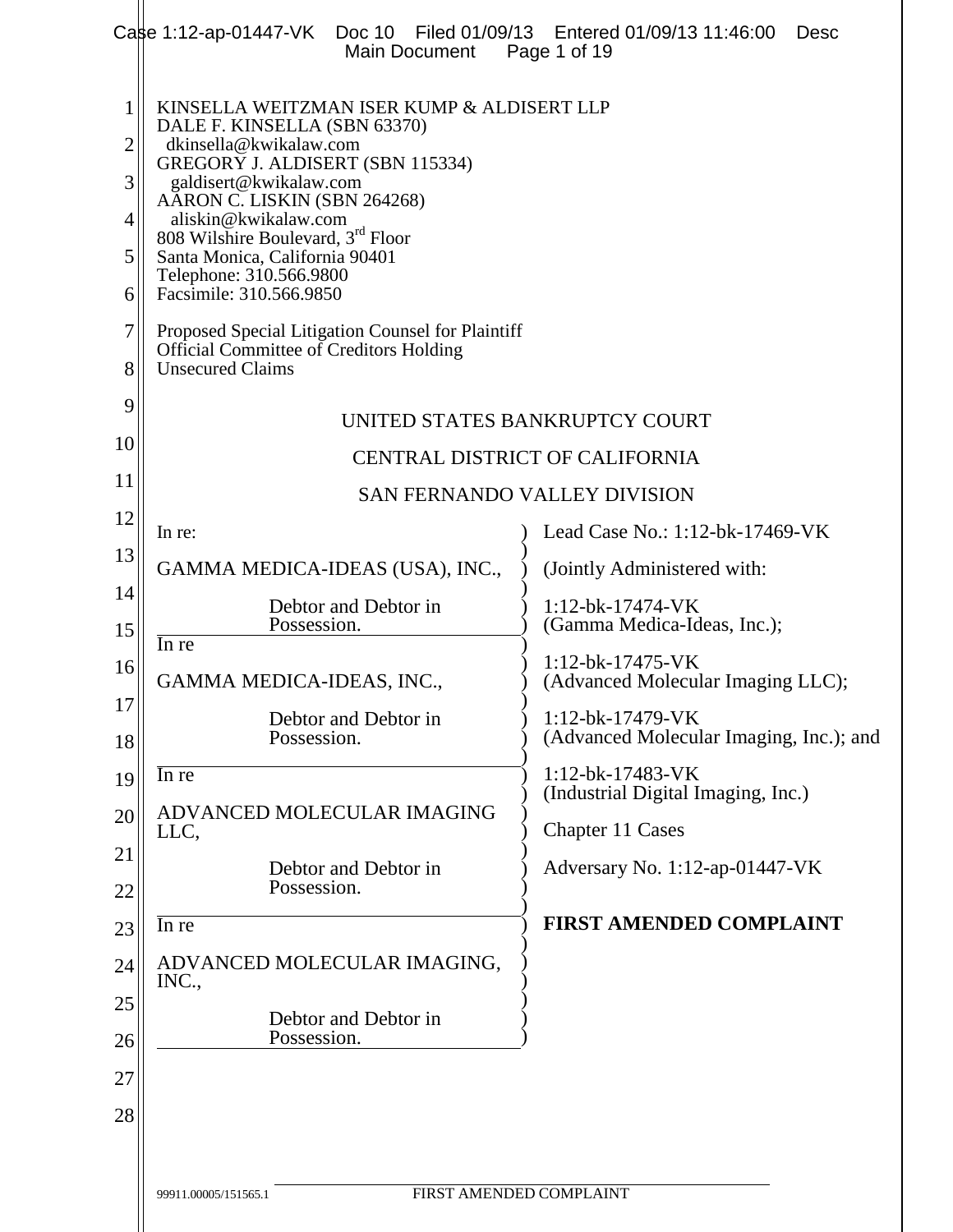KINSELLA WEITZMAN ISER KUMP & ALDISERT LLP
DALE F. KINSELLA (SBN 63370)
dkinsella@kwikalaw.com
GREGORY J. ALDISERT (SBN 115334)
galdisert@kwikalaw.com
AARON C. LISKIN (SBN 264268)
aliskin@kwikalaw.com
808 Wilshire Boulevard, 3rd Floor
Santa Monica, California 90401
Telephone: 310.566.9800
Facsimile: 310.566.9850

Proposed Special Litigation Counsel for Plaintiff
Official Committee of Creditors Holding
Unsecured Claims

UNITED STATES BANKRUPTCY COURT

CENTRAL DISTRICT OF CALIFORNIA

SAN FERNANDO VALLEY DIVISION

| | |
|---|---|
| In re:<br><br>GAMMA MEDICA-IDEAS (USA), INC.,<br><br>Debtor and Debtor in Possession. | Lead Case No.: 1:12-bk-17469-VK<br><br>(Jointly Administered with:<br><br>1:12-bk-17474-VK (Gamma Medica-Ideas, Inc.);<br><br>1:12-bk-17475-VK (Advanced Molecular Imaging LLC);<br><br>1:12-bk-17479-VK (Advanced Molecular Imaging, Inc.); and<br><br>1:12-bk-17483-VK (Industrial Digital Imaging, Inc.)<br><br>Chapter 11 Cases<br><br>Adversary No. 1:12-ap-01447-VK<br><br>**FIRST AMENDED COMPLAINT** |
| In re<br><br>GAMMA MEDICA-IDEAS, INC.,<br><br>Debtor and Debtor in Possession. | |
| In re<br><br>ADVANCED MOLECULAR IMAGING LLC,<br><br>Debtor and Debtor in Possession. | |
| In re<br><br>ADVANCED MOLECULAR IMAGING, INC.,<br><br>Debtor and Debtor in Possession. | |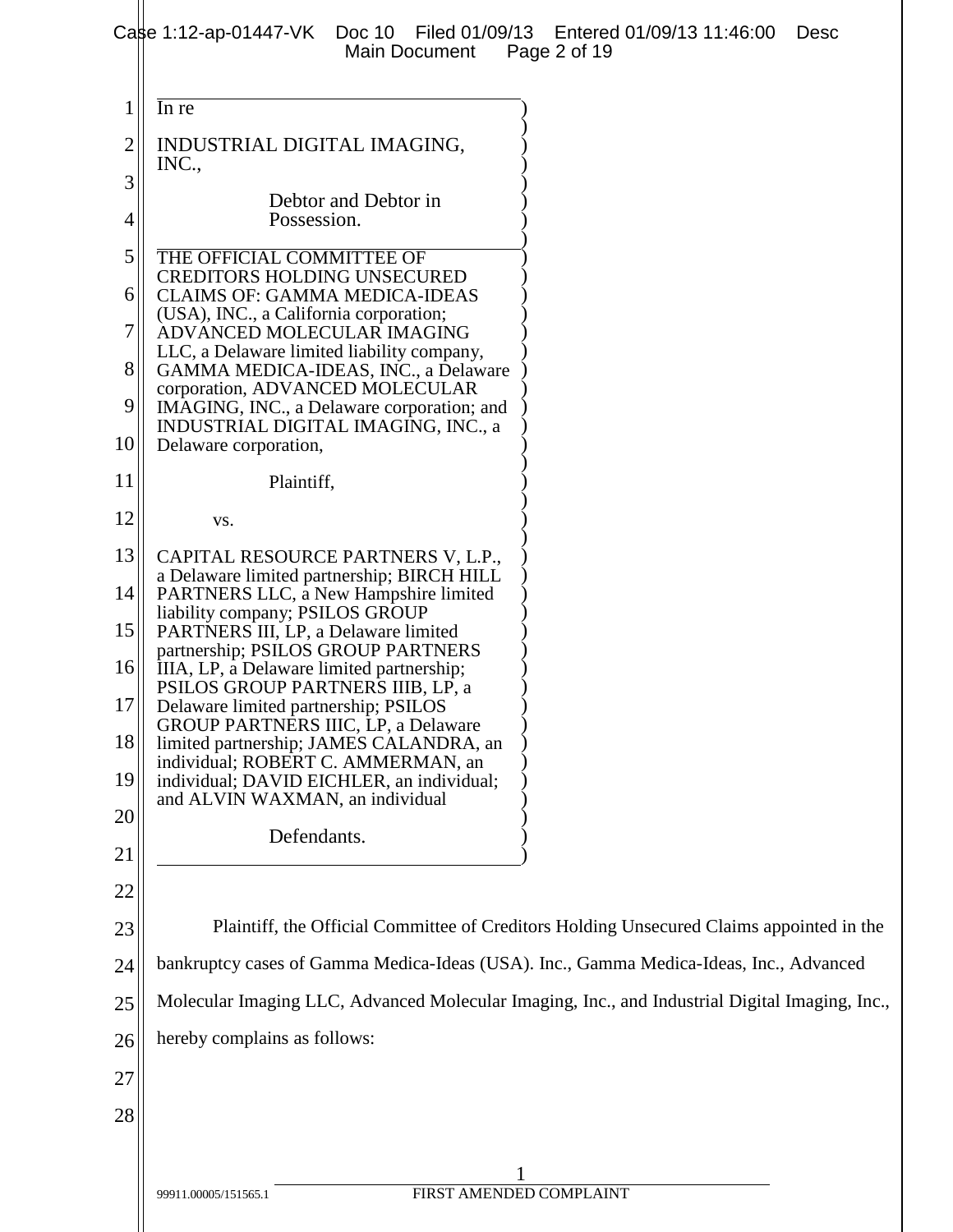In re

INDUSTRIAL DIGITAL IMAGING, INC.,

Debtor and Debtor in Possession.

THE OFFICIAL COMMITTEE OF CREDITORS HOLDING UNSECURED CLAIMS OF: GAMMA MEDICA-IDEAS (USA), INC., a California corporation; ADVANCED MOLECULAR IMAGING LLC, a Delaware limited liability company, GAMMA MEDICA-IDEAS, INC., a Delaware corporation, ADVANCED MOLECULAR IMAGING, INC., a Delaware corporation; and INDUSTRIAL DIGITAL IMAGING, INC., a Delaware corporation,

Plaintiff,

vs.

CAPITAL RESOURCE PARTNERS V, L.P., a Delaware limited partnership; BIRCH HILL PARTNERS LLC, a New Hampshire limited liability company; PSILOS GROUP PARTNERS III, LP, a Delaware limited partnership; PSILOS GROUP PARTNERS IIIA, LP, a Delaware limited partnership; PSILOS GROUP PARTNERS IIIB, LP, a Delaware limited partnership; PSILOS GROUP PARTNERS IIIC, LP, a Delaware limited partnership; JAMES CALANDRA, an individual; ROBERT C. AMMERMAN, an individual; DAVID EICHLER, an individual; and ALVIN WAXMAN, an individual

Defendants.

Plaintiff, the Official Committee of Creditors Holding Unsecured Claims appointed in the bankruptcy cases of Gamma Medica-Ideas (USA). Inc., Gamma Medica-Ideas, Inc., Advanced Molecular Imaging LLC, Advanced Molecular Imaging, Inc., and Industrial Digital Imaging, Inc., hereby complains as follows: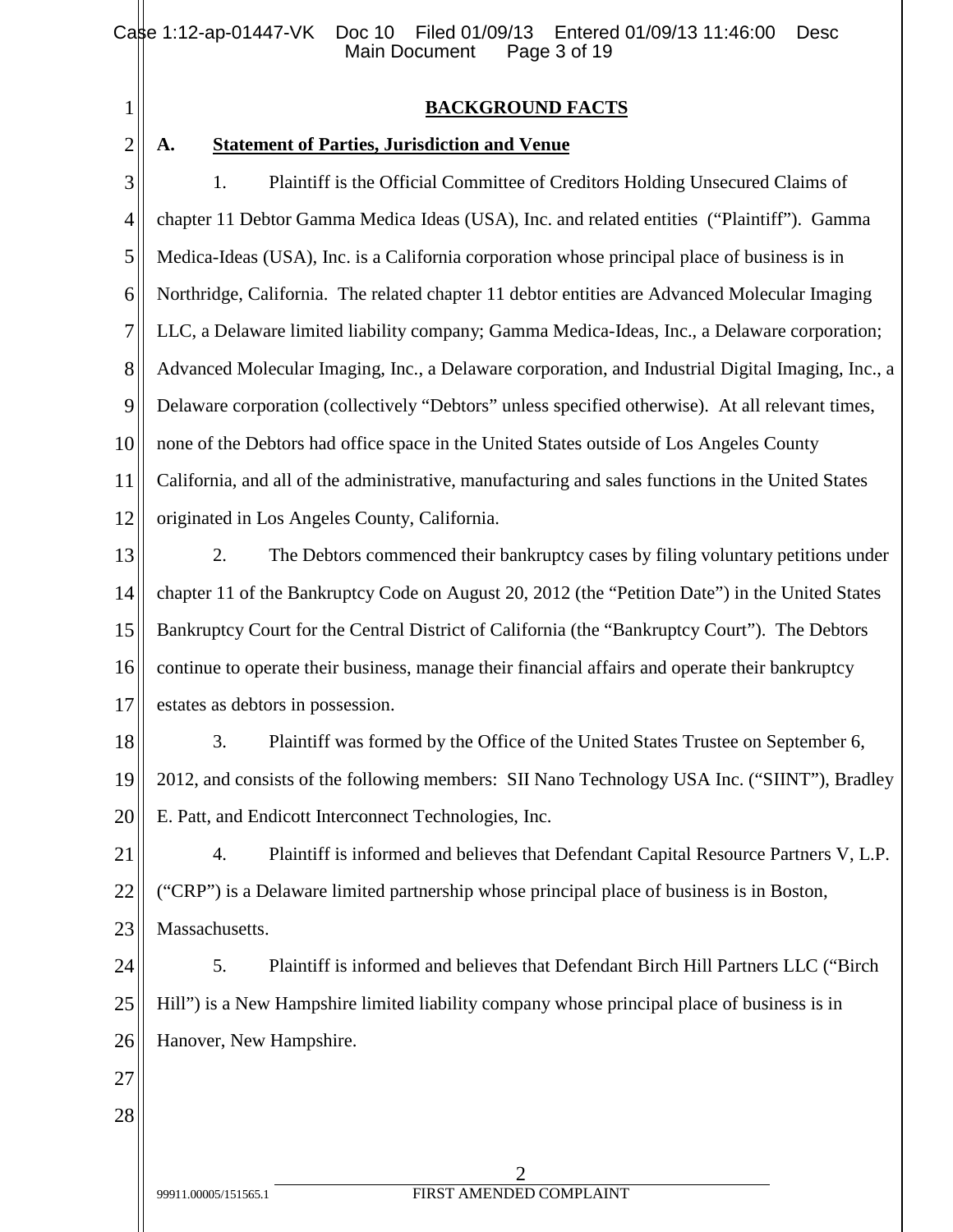## BACKGROUND FACTS

### A. Statement of Parties, Jurisdiction and Venue

1. Plaintiff is the Official Committee of Creditors Holding Unsecured Claims of chapter 11 Debtor Gamma Medica Ideas (USA), Inc. and related entities ("Plaintiff"). Gamma Medica-Ideas (USA), Inc. is a California corporation whose principal place of business is in Northridge, California. The related chapter 11 debtor entities are Advanced Molecular Imaging LLC, a Delaware limited liability company; Gamma Medica-Ideas, Inc., a Delaware corporation; Advanced Molecular Imaging, Inc., a Delaware corporation, and Industrial Digital Imaging, Inc., a Delaware corporation (collectively "Debtors" unless specified otherwise). At all relevant times, none of the Debtors had office space in the United States outside of Los Angeles County California, and all of the administrative, manufacturing and sales functions in the United States originated in Los Angeles County, California.

2. The Debtors commenced their bankruptcy cases by filing voluntary petitions under chapter 11 of the Bankruptcy Code on August 20, 2012 (the "Petition Date") in the United States Bankruptcy Court for the Central District of California (the "Bankruptcy Court"). The Debtors continue to operate their business, manage their financial affairs and operate their bankruptcy estates as debtors in possession.

3. Plaintiff was formed by the Office of the United States Trustee on September 6, 2012, and consists of the following members: SII Nano Technology USA Inc. ("SIINT"), Bradley E. Patt, and Endicott Interconnect Technologies, Inc.

4. Plaintiff is informed and believes that Defendant Capital Resource Partners V, L.P. ("CRP") is a Delaware limited partnership whose principal place of business is in Boston, Massachusetts.

5. Plaintiff is informed and believes that Defendant Birch Hill Partners LLC ("Birch Hill") is a New Hampshire limited liability company whose principal place of business is in Hanover, New Hampshire.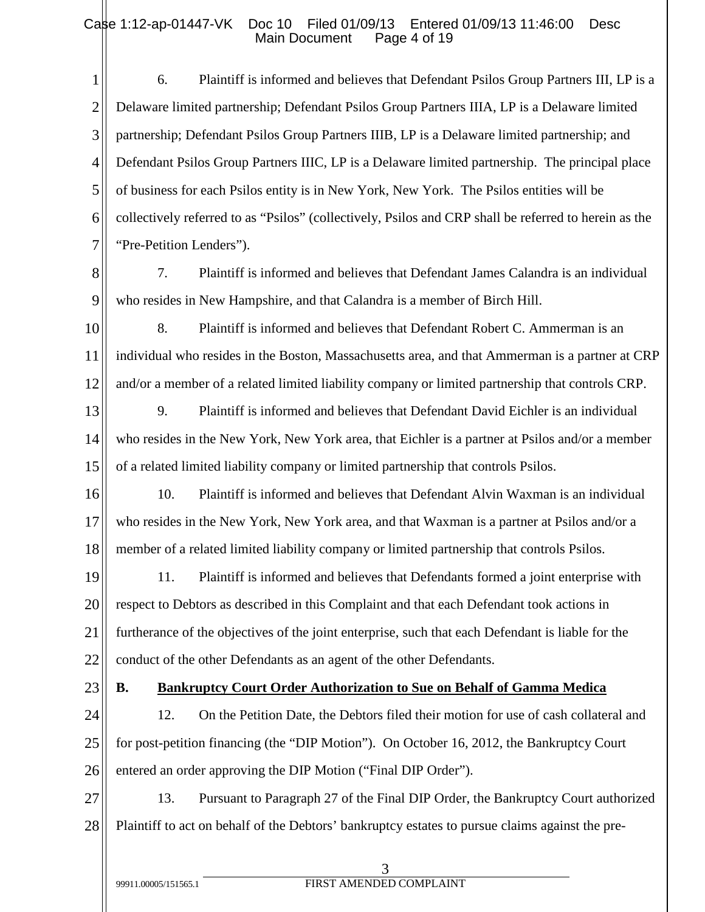6. Plaintiff is informed and believes that Defendant Psilos Group Partners III, LP is a Delaware limited partnership; Defendant Psilos Group Partners IIIA, LP is a Delaware limited partnership; Defendant Psilos Group Partners IIIB, LP is a Delaware limited partnership; and Defendant Psilos Group Partners IIIC, LP is a Delaware limited partnership. The principal place of business for each Psilos entity is in New York, New York. The Psilos entities will be collectively referred to as "Psilos" (collectively, Psilos and CRP shall be referred to herein as the "Pre-Petition Lenders").

7. Plaintiff is informed and believes that Defendant James Calandra is an individual who resides in New Hampshire, and that Calandra is a member of Birch Hill.

8. Plaintiff is informed and believes that Defendant Robert C. Ammerman is an individual who resides in the Boston, Massachusetts area, and that Ammerman is a partner at CRP and/or a member of a related limited liability company or limited partnership that controls CRP.

9. Plaintiff is informed and believes that Defendant David Eichler is an individual who resides in the New York, New York area, that Eichler is a partner at Psilos and/or a member of a related limited liability company or limited partnership that controls Psilos.

10. Plaintiff is informed and believes that Defendant Alvin Waxman is an individual who resides in the New York, New York area, and that Waxman is a partner at Psilos and/or a member of a related limited liability company or limited partnership that controls Psilos.

11. Plaintiff is informed and believes that Defendants formed a joint enterprise with respect to Debtors as described in this Complaint and that each Defendant took actions in furtherance of the objectives of the joint enterprise, such that each Defendant is liable for the conduct of the other Defendants as an agent of the other Defendants.

**B. <u>Bankruptcy Court Order Authorization to Sue on Behalf of Gamma Medica</u>**

12. On the Petition Date, the Debtors filed their motion for use of cash collateral and for post-petition financing (the "DIP Motion"). On October 16, 2012, the Bankruptcy Court entered an order approving the DIP Motion ("Final DIP Order").

13. Pursuant to Paragraph 27 of the Final DIP Order, the Bankruptcy Court authorized Plaintiff to act on behalf of the Debtors' bankruptcy estates to pursue claims against the pre-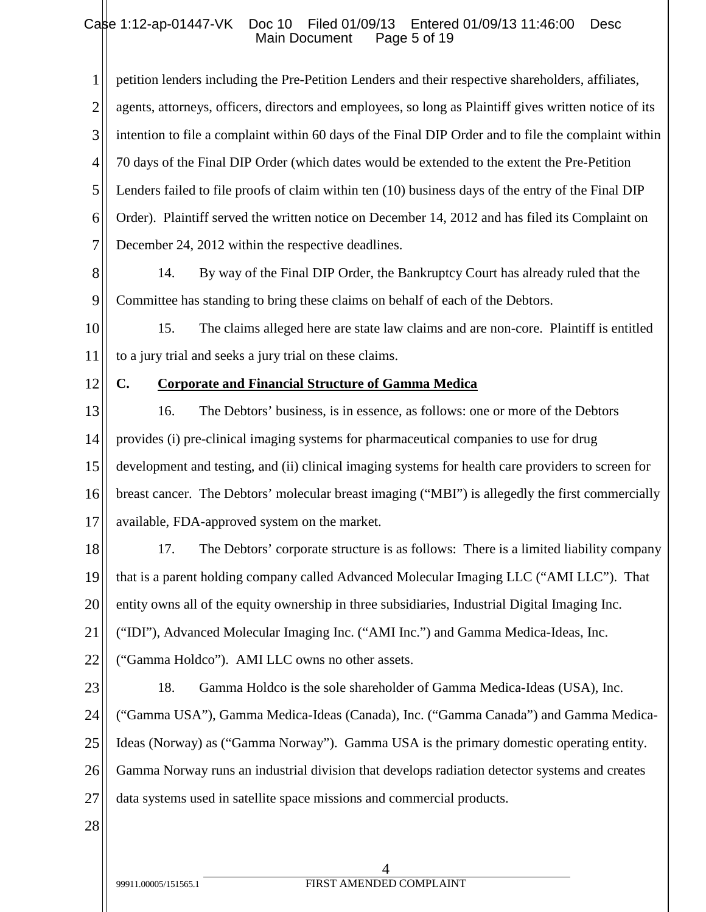petition lenders including the Pre-Petition Lenders and their respective shareholders, affiliates, agents, attorneys, officers, directors and employees, so long as Plaintiff gives written notice of its intention to file a complaint within 60 days of the Final DIP Order and to file the complaint within 70 days of the Final DIP Order (which dates would be extended to the extent the Pre-Petition Lenders failed to file proofs of claim within ten (10) business days of the entry of the Final DIP Order). Plaintiff served the written notice on December 14, 2012 and has filed its Complaint on December 24, 2012 within the respective deadlines.

14. By way of the Final DIP Order, the Bankruptcy Court has already ruled that the Committee has standing to bring these claims on behalf of each of the Debtors.

15. The claims alleged here are state law claims and are non-core. Plaintiff is entitled to a jury trial and seeks a jury trial on these claims.

## C. Corporate and Financial Structure of Gamma Medica

16. The Debtors' business, is in essence, as follows: one or more of the Debtors provides (i) pre-clinical imaging systems for pharmaceutical companies to use for drug development and testing, and (ii) clinical imaging systems for health care providers to screen for breast cancer. The Debtors' molecular breast imaging ("MBI") is allegedly the first commercially available, FDA-approved system on the market.

17. The Debtors' corporate structure is as follows: There is a limited liability company that is a parent holding company called Advanced Molecular Imaging LLC ("AMI LLC"). That entity owns all of the equity ownership in three subsidiaries, Industrial Digital Imaging Inc. ("IDI"), Advanced Molecular Imaging Inc. ("AMI Inc.") and Gamma Medica-Ideas, Inc. ("Gamma Holdco"). AMI LLC owns no other assets.

18. Gamma Holdco is the sole shareholder of Gamma Medica-Ideas (USA), Inc. ("Gamma USA"), Gamma Medica-Ideas (Canada), Inc. ("Gamma Canada") and Gamma Medica-Ideas (Norway) as ("Gamma Norway"). Gamma USA is the primary domestic operating entity. Gamma Norway runs an industrial division that develops radiation detector systems and creates data systems used in satellite space missions and commercial products.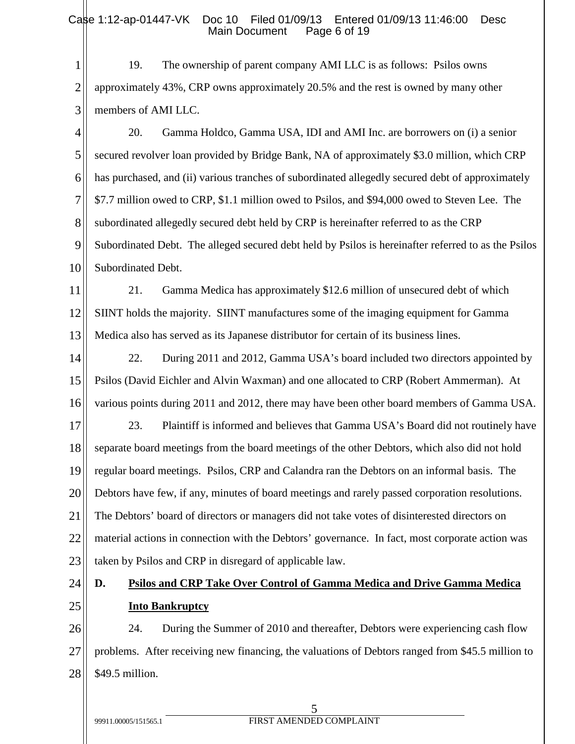19. The ownership of parent company AMI LLC is as follows: Psilos owns approximately 43%, CRP owns approximately 20.5% and the rest is owned by many other members of AMI LLC.

20. Gamma Holdco, Gamma USA, IDI and AMI Inc. are borrowers on (i) a senior secured revolver loan provided by Bridge Bank, NA of approximately $3.0 million, which CRP has purchased, and (ii) various tranches of subordinated allegedly secured debt of approximately $7.7 million owed to CRP, $1.1 million owed to Psilos, and $94,000 owed to Steven Lee. The subordinated allegedly secured debt held by CRP is hereinafter referred to as the CRP Subordinated Debt. The alleged secured debt held by Psilos is hereinafter referred to as the Psilos Subordinated Debt.

21. Gamma Medica has approximately $12.6 million of unsecured debt of which SIINT holds the majority. SIINT manufactures some of the imaging equipment for Gamma Medica also has served as its Japanese distributor for certain of its business lines.

22. During 2011 and 2012, Gamma USA's board included two directors appointed by Psilos (David Eichler and Alvin Waxman) and one allocated to CRP (Robert Ammerman). At various points during 2011 and 2012, there may have been other board members of Gamma USA.

23. Plaintiff is informed and believes that Gamma USA's Board did not routinely have separate board meetings from the board meetings of the other Debtors, which also did not hold regular board meetings. Psilos, CRP and Calandra ran the Debtors on an informal basis. The Debtors have few, if any, minutes of board meetings and rarely passed corporation resolutions. The Debtors' board of directors or managers did not take votes of disinterested directors on material actions in connection with the Debtors' governance. In fact, most corporate action was taken by Psilos and CRP in disregard of applicable law.

## D. Psilos and CRP Take Over Control of Gamma Medica and Drive Gamma Medica Into Bankruptcy

24. During the Summer of 2010 and thereafter, Debtors were experiencing cash flow problems. After receiving new financing, the valuations of Debtors ranged from $45.5 million to $49.5 million.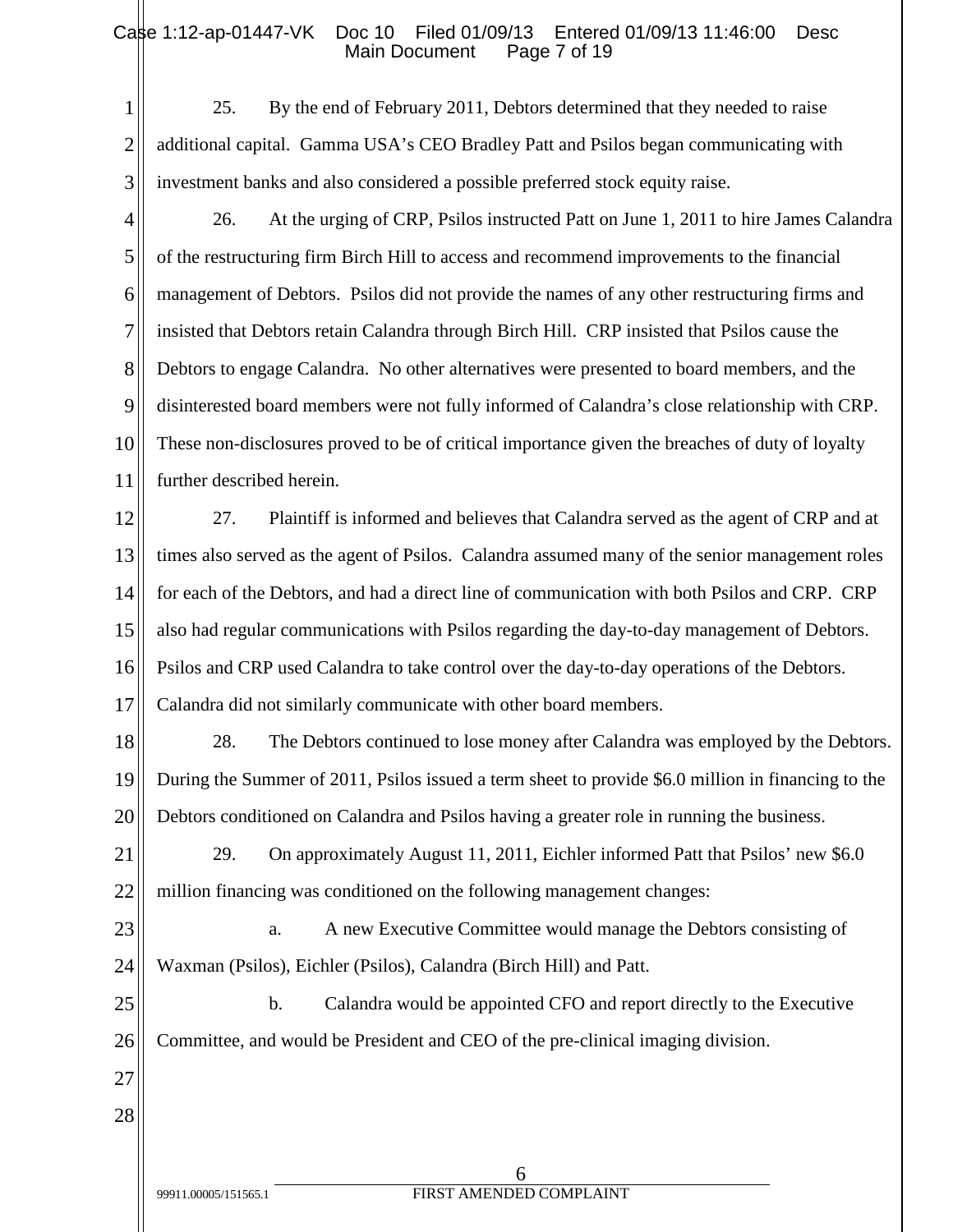25. By the end of February 2011, Debtors determined that they needed to raise additional capital. Gamma USA's CEO Bradley Patt and Psilos began communicating with investment banks and also considered a possible preferred stock equity raise.

26. At the urging of CRP, Psilos instructed Patt on June 1, 2011 to hire James Calandra of the restructuring firm Birch Hill to access and recommend improvements to the financial management of Debtors. Psilos did not provide the names of any other restructuring firms and insisted that Debtors retain Calandra through Birch Hill. CRP insisted that Psilos cause the Debtors to engage Calandra. No other alternatives were presented to board members, and the disinterested board members were not fully informed of Calandra's close relationship with CRP. These non-disclosures proved to be of critical importance given the breaches of duty of loyalty further described herein.

27. Plaintiff is informed and believes that Calandra served as the agent of CRP and at times also served as the agent of Psilos. Calandra assumed many of the senior management roles for each of the Debtors, and had a direct line of communication with both Psilos and CRP. CRP also had regular communications with Psilos regarding the day-to-day management of Debtors. Psilos and CRP used Calandra to take control over the day-to-day operations of the Debtors. Calandra did not similarly communicate with other board members.

28. The Debtors continued to lose money after Calandra was employed by the Debtors. During the Summer of 2011, Psilos issued a term sheet to provide $6.0 million in financing to the Debtors conditioned on Calandra and Psilos having a greater role in running the business.

29. On approximately August 11, 2011, Eichler informed Patt that Psilos' new $6.0 million financing was conditioned on the following management changes:

a. A new Executive Committee would manage the Debtors consisting of Waxman (Psilos), Eichler (Psilos), Calandra (Birch Hill) and Patt.

b. Calandra would be appointed CFO and report directly to the Executive Committee, and would be President and CEO of the pre-clinical imaging division.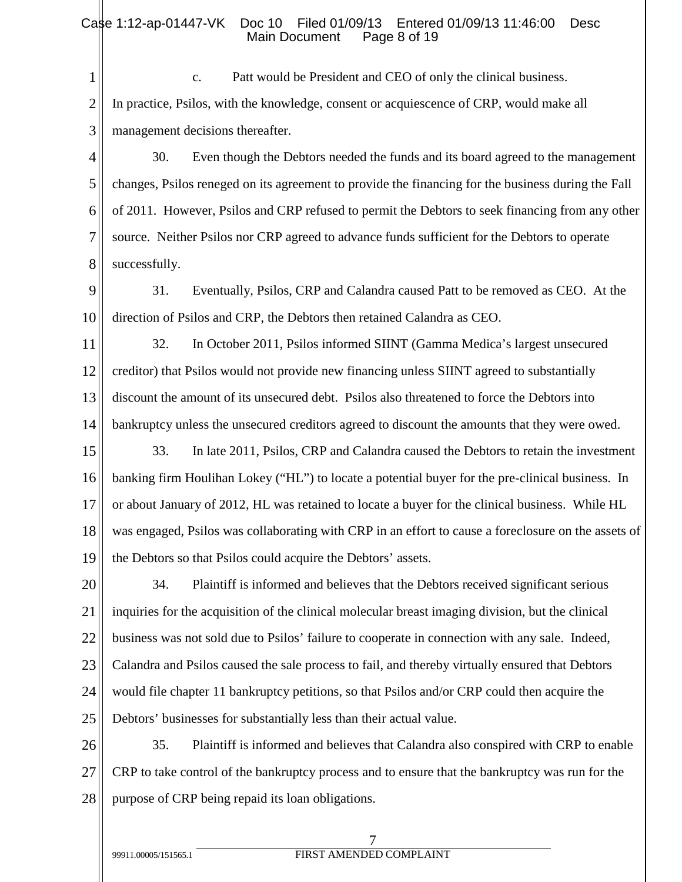c. Patt would be President and CEO of only the clinical business. In practice, Psilos, with the knowledge, consent or acquiescence of CRP, would make all management decisions thereafter.

30. Even though the Debtors needed the funds and its board agreed to the management changes, Psilos reneged on its agreement to provide the financing for the business during the Fall of 2011. However, Psilos and CRP refused to permit the Debtors to seek financing from any other source. Neither Psilos nor CRP agreed to advance funds sufficient for the Debtors to operate successfully.

31. Eventually, Psilos, CRP and Calandra caused Patt to be removed as CEO. At the direction of Psilos and CRP, the Debtors then retained Calandra as CEO.

32. In October 2011, Psilos informed SIINT (Gamma Medica's largest unsecured creditor) that Psilos would not provide new financing unless SIINT agreed to substantially discount the amount of its unsecured debt. Psilos also threatened to force the Debtors into bankruptcy unless the unsecured creditors agreed to discount the amounts that they were owed.

33. In late 2011, Psilos, CRP and Calandra caused the Debtors to retain the investment banking firm Houlihan Lokey ("HL") to locate a potential buyer for the pre-clinical business. In or about January of 2012, HL was retained to locate a buyer for the clinical business. While HL was engaged, Psilos was collaborating with CRP in an effort to cause a foreclosure on the assets of the Debtors so that Psilos could acquire the Debtors' assets.

34. Plaintiff is informed and believes that the Debtors received significant serious inquiries for the acquisition of the clinical molecular breast imaging division, but the clinical business was not sold due to Psilos' failure to cooperate in connection with any sale. Indeed, Calandra and Psilos caused the sale process to fail, and thereby virtually ensured that Debtors would file chapter 11 bankruptcy petitions, so that Psilos and/or CRP could then acquire the Debtors' businesses for substantially less than their actual value.

35. Plaintiff is informed and believes that Calandra also conspired with CRP to enable CRP to take control of the bankruptcy process and to ensure that the bankruptcy was run for the purpose of CRP being repaid its loan obligations.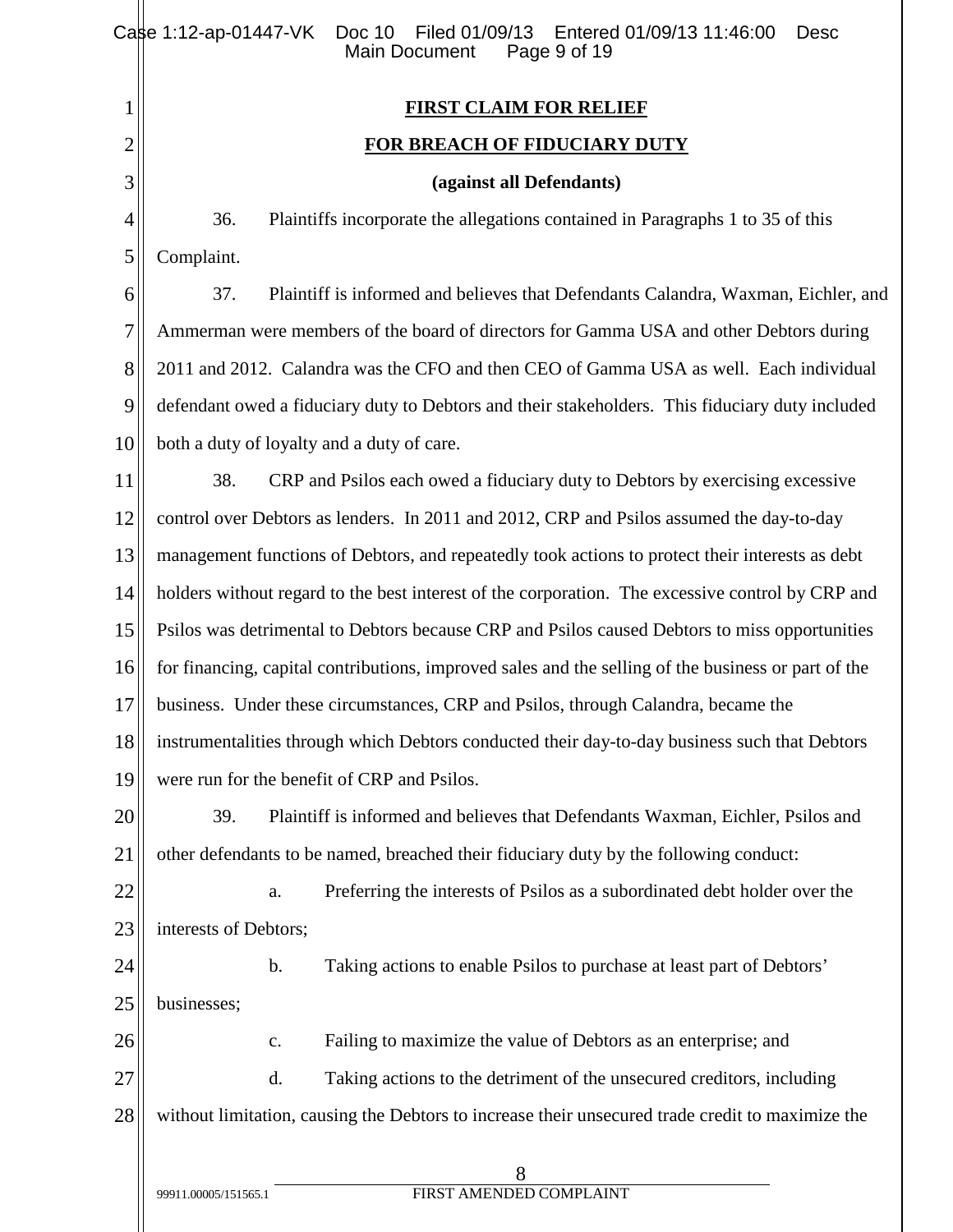## FIRST CLAIM FOR RELIEF

## FOR BREACH OF FIDUCIARY DUTY

**(against all Defendants)**

36. Plaintiffs incorporate the allegations contained in Paragraphs 1 to 35 of this Complaint.

37. Plaintiff is informed and believes that Defendants Calandra, Waxman, Eichler, and Ammerman were members of the board of directors for Gamma USA and other Debtors during 2011 and 2012. Calandra was the CFO and then CEO of Gamma USA as well. Each individual defendant owed a fiduciary duty to Debtors and their stakeholders. This fiduciary duty included both a duty of loyalty and a duty of care.

38. CRP and Psilos each owed a fiduciary duty to Debtors by exercising excessive control over Debtors as lenders. In 2011 and 2012, CRP and Psilos assumed the day-to-day management functions of Debtors, and repeatedly took actions to protect their interests as debt holders without regard to the best interest of the corporation. The excessive control by CRP and Psilos was detrimental to Debtors because CRP and Psilos caused Debtors to miss opportunities for financing, capital contributions, improved sales and the selling of the business or part of the business. Under these circumstances, CRP and Psilos, through Calandra, became the instrumentalities through which Debtors conducted their day-to-day business such that Debtors were run for the benefit of CRP and Psilos.

39. Plaintiff is informed and believes that Defendants Waxman, Eichler, Psilos and other defendants to be named, breached their fiduciary duty by the following conduct:

a. Preferring the interests of Psilos as a subordinated debt holder over the interests of Debtors;

b. Taking actions to enable Psilos to purchase at least part of Debtors' businesses;

c. Failing to maximize the value of Debtors as an enterprise; and

d. Taking actions to the detriment of the unsecured creditors, including without limitation, causing the Debtors to increase their unsecured trade credit to maximize the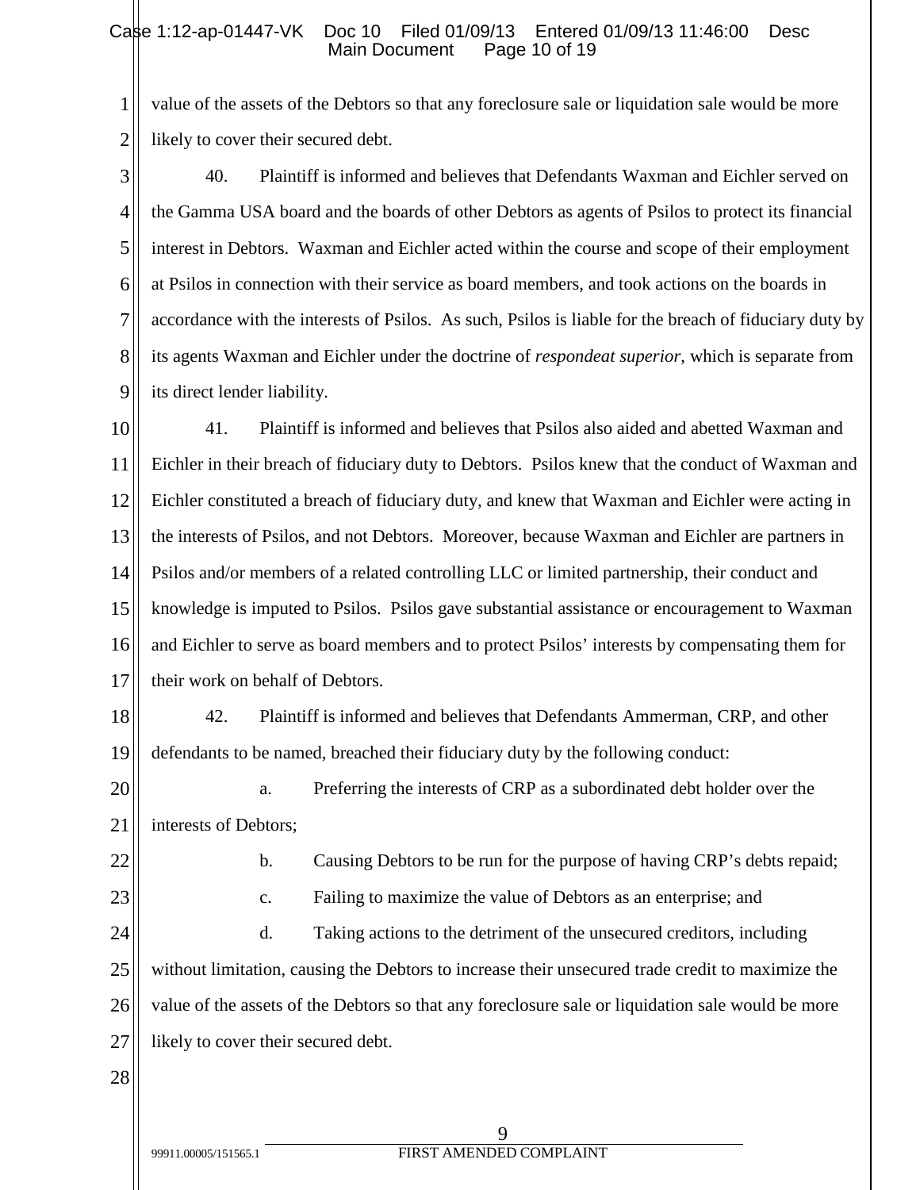value of the assets of the Debtors so that any foreclosure sale or liquidation sale would be more likely to cover their secured debt.

40. Plaintiff is informed and believes that Defendants Waxman and Eichler served on the Gamma USA board and the boards of other Debtors as agents of Psilos to protect its financial interest in Debtors. Waxman and Eichler acted within the course and scope of their employment at Psilos in connection with their service as board members, and took actions on the boards in accordance with the interests of Psilos. As such, Psilos is liable for the breach of fiduciary duty by its agents Waxman and Eichler under the doctrine of *respondeat superior*, which is separate from its direct lender liability.

41. Plaintiff is informed and believes that Psilos also aided and abetted Waxman and Eichler in their breach of fiduciary duty to Debtors. Psilos knew that the conduct of Waxman and Eichler constituted a breach of fiduciary duty, and knew that Waxman and Eichler were acting in the interests of Psilos, and not Debtors. Moreover, because Waxman and Eichler are partners in Psilos and/or members of a related controlling LLC or limited partnership, their conduct and knowledge is imputed to Psilos. Psilos gave substantial assistance or encouragement to Waxman and Eichler to serve as board members and to protect Psilos' interests by compensating them for their work on behalf of Debtors.

42. Plaintiff is informed and believes that Defendants Ammerman, CRP, and other defendants to be named, breached their fiduciary duty by the following conduct:

a. Preferring the interests of CRP as a subordinated debt holder over the interests of Debtors;

b. Causing Debtors to be run for the purpose of having CRP's debts repaid;

c. Failing to maximize the value of Debtors as an enterprise; and

d. Taking actions to the detriment of the unsecured creditors, including without limitation, causing the Debtors to increase their unsecured trade credit to maximize the value of the assets of the Debtors so that any foreclosure sale or liquidation sale would be more likely to cover their secured debt.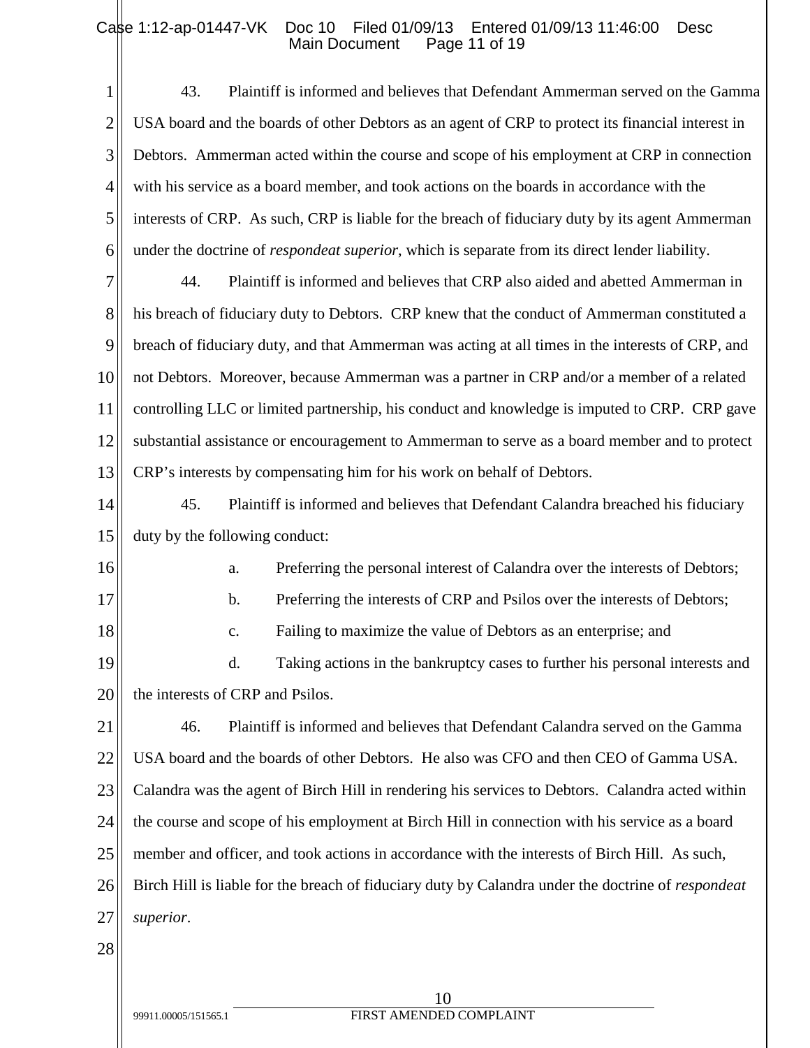43. Plaintiff is informed and believes that Defendant Ammerman served on the Gamma USA board and the boards of other Debtors as an agent of CRP to protect its financial interest in Debtors. Ammerman acted within the course and scope of his employment at CRP in connection with his service as a board member, and took actions on the boards in accordance with the interests of CRP. As such, CRP is liable for the breach of fiduciary duty by its agent Ammerman under the doctrine of *respondeat superior*, which is separate from its direct lender liability.

44. Plaintiff is informed and believes that CRP also aided and abetted Ammerman in his breach of fiduciary duty to Debtors. CRP knew that the conduct of Ammerman constituted a breach of fiduciary duty, and that Ammerman was acting at all times in the interests of CRP, and not Debtors. Moreover, because Ammerman was a partner in CRP and/or a member of a related controlling LLC or limited partnership, his conduct and knowledge is imputed to CRP. CRP gave substantial assistance or encouragement to Ammerman to serve as a board member and to protect CRP's interests by compensating him for his work on behalf of Debtors.

45. Plaintiff is informed and believes that Defendant Calandra breached his fiduciary duty by the following conduct:

a. Preferring the personal interest of Calandra over the interests of Debtors;

b. Preferring the interests of CRP and Psilos over the interests of Debtors;

c. Failing to maximize the value of Debtors as an enterprise; and

d. Taking actions in the bankruptcy cases to further his personal interests and the interests of CRP and Psilos.

46. Plaintiff is informed and believes that Defendant Calandra served on the Gamma USA board and the boards of other Debtors. He also was CFO and then CEO of Gamma USA. Calandra was the agent of Birch Hill in rendering his services to Debtors. Calandra acted within the course and scope of his employment at Birch Hill in connection with his service as a board member and officer, and took actions in accordance with the interests of Birch Hill. As such, Birch Hill is liable for the breach of fiduciary duty by Calandra under the doctrine of *respondeat superior*.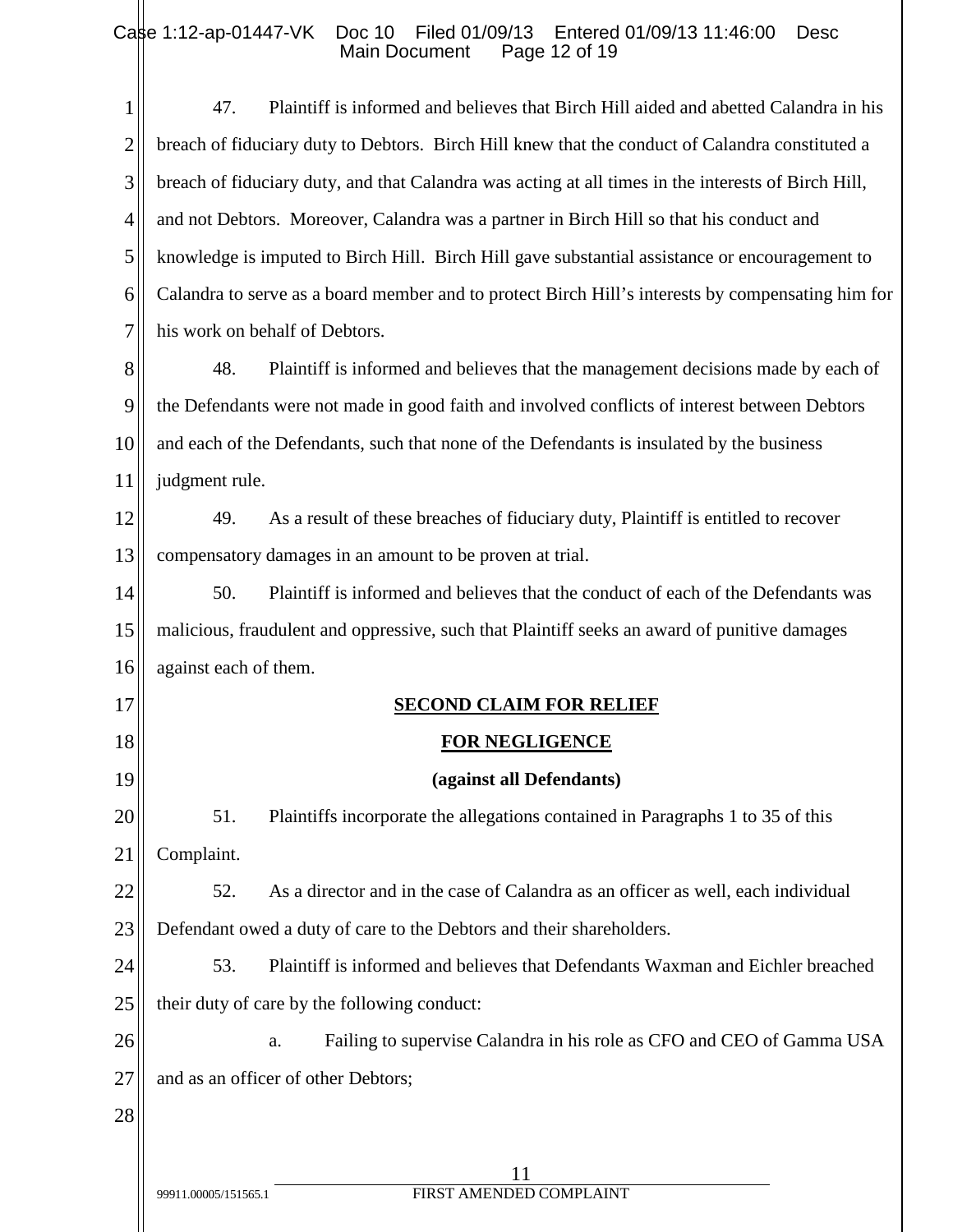47. Plaintiff is informed and believes that Birch Hill aided and abetted Calandra in his breach of fiduciary duty to Debtors. Birch Hill knew that the conduct of Calandra constituted a breach of fiduciary duty, and that Calandra was acting at all times in the interests of Birch Hill, and not Debtors. Moreover, Calandra was a partner in Birch Hill so that his conduct and knowledge is imputed to Birch Hill. Birch Hill gave substantial assistance or encouragement to Calandra to serve as a board member and to protect Birch Hill's interests by compensating him for his work on behalf of Debtors.

48. Plaintiff is informed and believes that the management decisions made by each of the Defendants were not made in good faith and involved conflicts of interest between Debtors and each of the Defendants, such that none of the Defendants is insulated by the business judgment rule.

49. As a result of these breaches of fiduciary duty, Plaintiff is entitled to recover compensatory damages in an amount to be proven at trial.

50. Plaintiff is informed and believes that the conduct of each of the Defendants was malicious, fraudulent and oppressive, such that Plaintiff seeks an award of punitive damages against each of them.

**SECOND CLAIM FOR RELIEF**

**FOR NEGLIGENCE**

**(against all Defendants)**

51. Plaintiffs incorporate the allegations contained in Paragraphs 1 to 35 of this Complaint.

52. As a director and in the case of Calandra as an officer as well, each individual Defendant owed a duty of care to the Debtors and their shareholders.

53. Plaintiff is informed and believes that Defendants Waxman and Eichler breached their duty of care by the following conduct:

a. Failing to supervise Calandra in his role as CFO and CEO of Gamma USA and as an officer of other Debtors;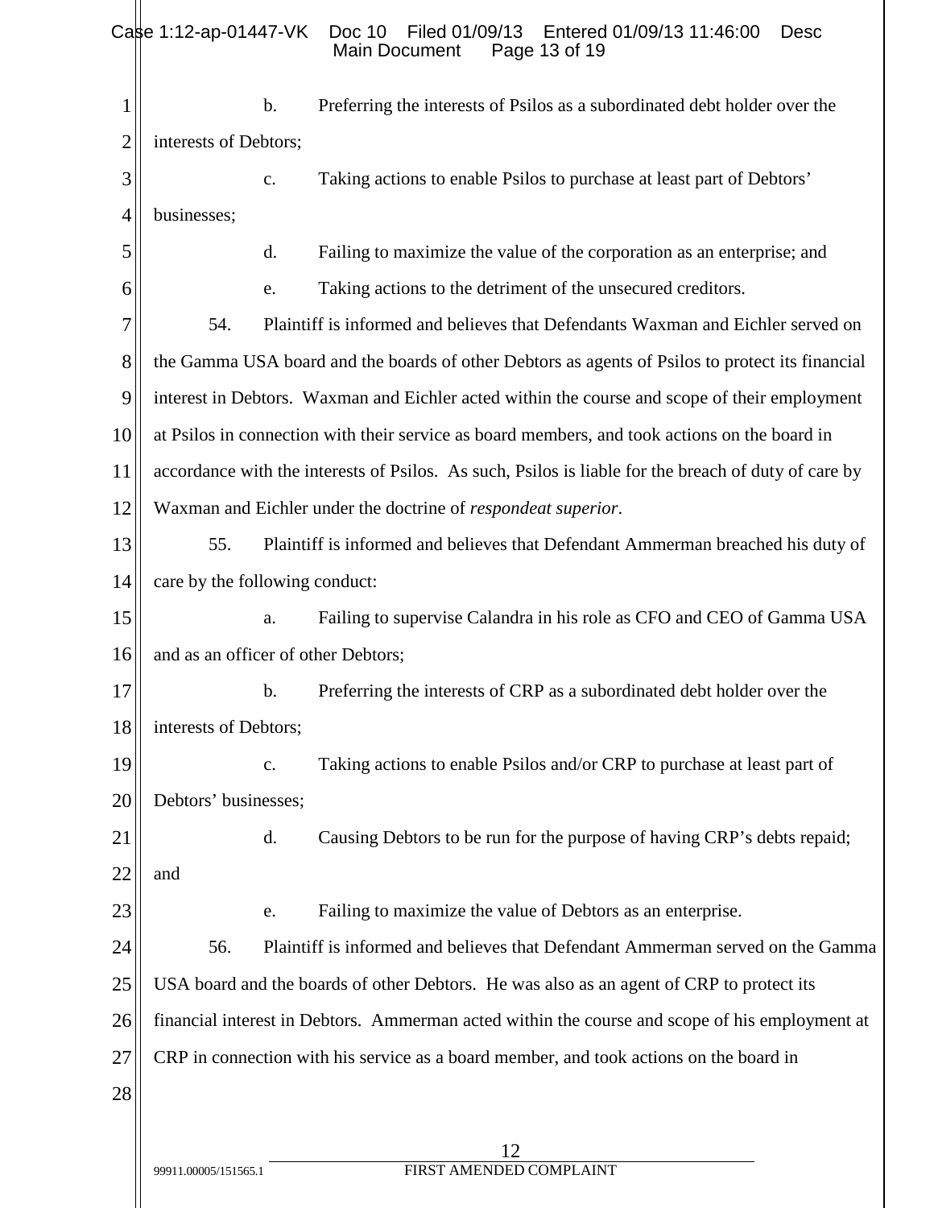b. Preferring the interests of Psilos as a subordinated debt holder over the interests of Debtors;

c. Taking actions to enable Psilos to purchase at least part of Debtors' businesses;

d. Failing to maximize the value of the corporation as an enterprise; and

e. Taking actions to the detriment of the unsecured creditors.

54. Plaintiff is informed and believes that Defendants Waxman and Eichler served on the Gamma USA board and the boards of other Debtors as agents of Psilos to protect its financial interest in Debtors. Waxman and Eichler acted within the course and scope of their employment at Psilos in connection with their service as board members, and took actions on the board in accordance with the interests of Psilos. As such, Psilos is liable for the breach of duty of care by Waxman and Eichler under the doctrine of *respondeat superior*.

55. Plaintiff is informed and believes that Defendant Ammerman breached his duty of care by the following conduct:

a. Failing to supervise Calandra in his role as CFO and CEO of Gamma USA and as an officer of other Debtors;

b. Preferring the interests of CRP as a subordinated debt holder over the interests of Debtors;

c. Taking actions to enable Psilos and/or CRP to purchase at least part of Debtors' businesses;

d. Causing Debtors to be run for the purpose of having CRP's debts repaid; and

e. Failing to maximize the value of Debtors as an enterprise.

56. Plaintiff is informed and believes that Defendant Ammerman served on the Gamma USA board and the boards of other Debtors. He was also as an agent of CRP to protect its financial interest in Debtors. Ammerman acted within the course and scope of his employment at CRP in connection with his service as a board member, and took actions on the board in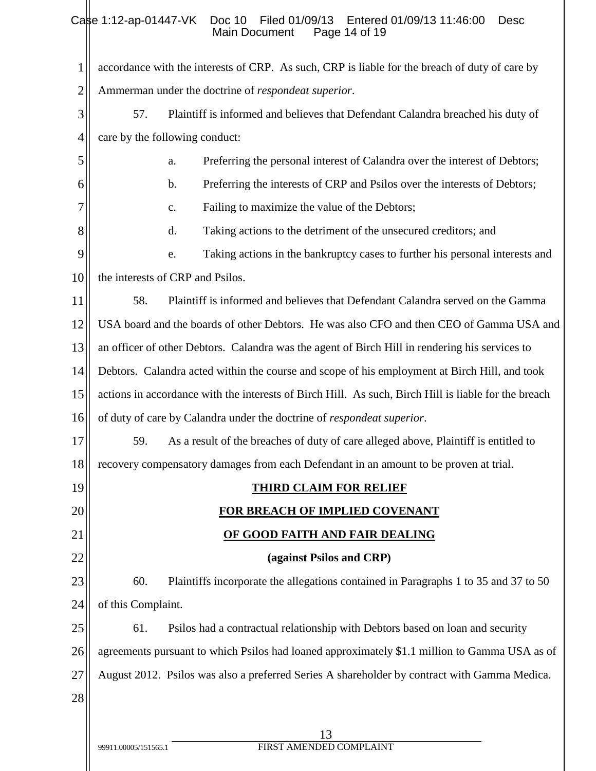accordance with the interests of CRP. As such, CRP is liable for the breach of duty of care by Ammerman under the doctrine of *respondeat superior*.

57. Plaintiff is informed and believes that Defendant Calandra breached his duty of care by the following conduct:

a. Preferring the personal interest of Calandra over the interest of Debtors;

b. Preferring the interests of CRP and Psilos over the interests of Debtors;

c. Failing to maximize the value of the Debtors;

d. Taking actions to the detriment of the unsecured creditors; and

e. Taking actions in the bankruptcy cases to further his personal interests and the interests of CRP and Psilos.

58. Plaintiff is informed and believes that Defendant Calandra served on the Gamma USA board and the boards of other Debtors. He was also CFO and then CEO of Gamma USA and an officer of other Debtors. Calandra was the agent of Birch Hill in rendering his services to Debtors. Calandra acted within the course and scope of his employment at Birch Hill, and took actions in accordance with the interests of Birch Hill. As such, Birch Hill is liable for the breach of duty of care by Calandra under the doctrine of *respondeat superior*.

59. As a result of the breaches of duty of care alleged above, Plaintiff is entitled to recovery compensatory damages from each Defendant in an amount to be proven at trial.

**THIRD CLAIM FOR RELIEF**

**FOR BREACH OF IMPLIED COVENANT**

**OF GOOD FAITH AND FAIR DEALING**

**(against Psilos and CRP)**

60. Plaintiffs incorporate the allegations contained in Paragraphs 1 to 35 and 37 to 50 of this Complaint.

61. Psilos had a contractual relationship with Debtors based on loan and security agreements pursuant to which Psilos had loaned approximately $1.1 million to Gamma USA as of August 2012. Psilos was also a preferred Series A shareholder by contract with Gamma Medica.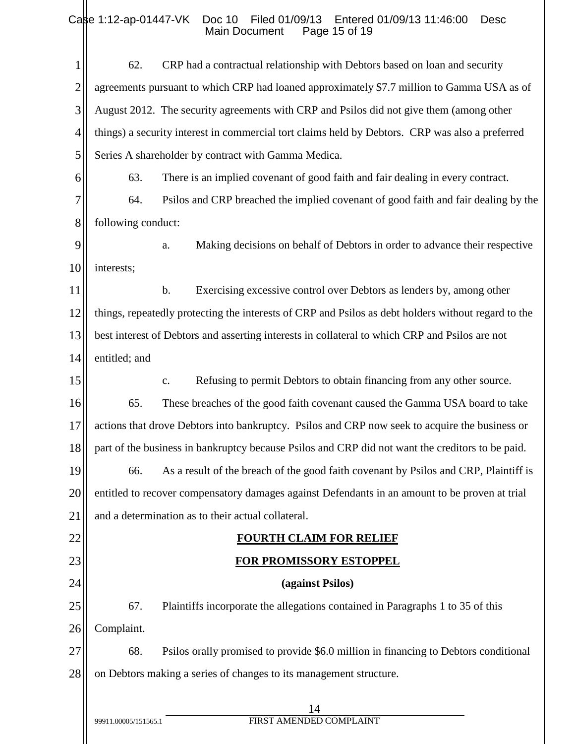62. CRP had a contractual relationship with Debtors based on loan and security agreements pursuant to which CRP had loaned approximately $7.7 million to Gamma USA as of August 2012. The security agreements with CRP and Psilos did not give them (among other things) a security interest in commercial tort claims held by Debtors. CRP was also a preferred Series A shareholder by contract with Gamma Medica.

63. There is an implied covenant of good faith and fair dealing in every contract.

64. Psilos and CRP breached the implied covenant of good faith and fair dealing by the following conduct:

a. Making decisions on behalf of Debtors in order to advance their respective interests;

b. Exercising excessive control over Debtors as lenders by, among other things, repeatedly protecting the interests of CRP and Psilos as debt holders without regard to the best interest of Debtors and asserting interests in collateral to which CRP and Psilos are not entitled; and

c. Refusing to permit Debtors to obtain financing from any other source.

65. These breaches of the good faith covenant caused the Gamma USA board to take actions that drove Debtors into bankruptcy. Psilos and CRP now seek to acquire the business or part of the business in bankruptcy because Psilos and CRP did not want the creditors to be paid.

66. As a result of the breach of the good faith covenant by Psilos and CRP, Plaintiff is entitled to recover compensatory damages against Defendants in an amount to be proven at trial and a determination as to their actual collateral.

**FOURTH CLAIM FOR RELIEF**

**FOR PROMISSORY ESTOPPEL**

**(against Psilos)**

67. Plaintiffs incorporate the allegations contained in Paragraphs 1 to 35 of this Complaint.

68. Psilos orally promised to provide $6.0 million in financing to Debtors conditional on Debtors making a series of changes to its management structure.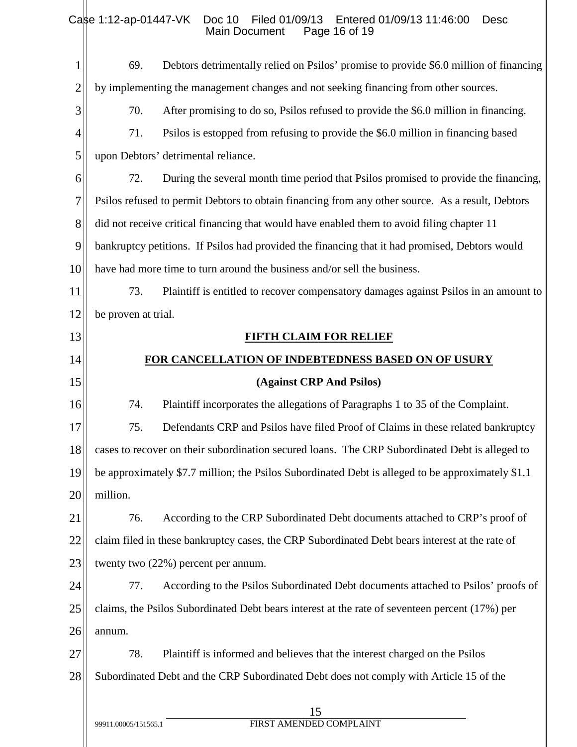69. Debtors detrimentally relied on Psilos' promise to provide $6.0 million of financing by implementing the management changes and not seeking financing from other sources.

70. After promising to do so, Psilos refused to provide the $6.0 million in financing.

71. Psilos is estopped from refusing to provide the $6.0 million in financing based upon Debtors' detrimental reliance.

72. During the several month time period that Psilos promised to provide the financing, Psilos refused to permit Debtors to obtain financing from any other source. As a result, Debtors did not receive critical financing that would have enabled them to avoid filing chapter 11 bankruptcy petitions. If Psilos had provided the financing that it had promised, Debtors would have had more time to turn around the business and/or sell the business.

73. Plaintiff is entitled to recover compensatory damages against Psilos in an amount to be proven at trial.

## FIFTH CLAIM FOR RELIEF

## FOR CANCELLATION OF INDEBTEDNESS BASED ON OF USURY

**(Against CRP And Psilos)**

74. Plaintiff incorporates the allegations of Paragraphs 1 to 35 of the Complaint.

75. Defendants CRP and Psilos have filed Proof of Claims in these related bankruptcy cases to recover on their subordination secured loans. The CRP Subordinated Debt is alleged to be approximately $7.7 million; the Psilos Subordinated Debt is alleged to be approximately $1.1 million.

76. According to the CRP Subordinated Debt documents attached to CRP's proof of claim filed in these bankruptcy cases, the CRP Subordinated Debt bears interest at the rate of twenty two (22%) percent per annum.

77. According to the Psilos Subordinated Debt documents attached to Psilos' proofs of claims, the Psilos Subordinated Debt bears interest at the rate of seventeen percent (17%) per annum.

78. Plaintiff is informed and believes that the interest charged on the Psilos Subordinated Debt and the CRP Subordinated Debt does not comply with Article 15 of the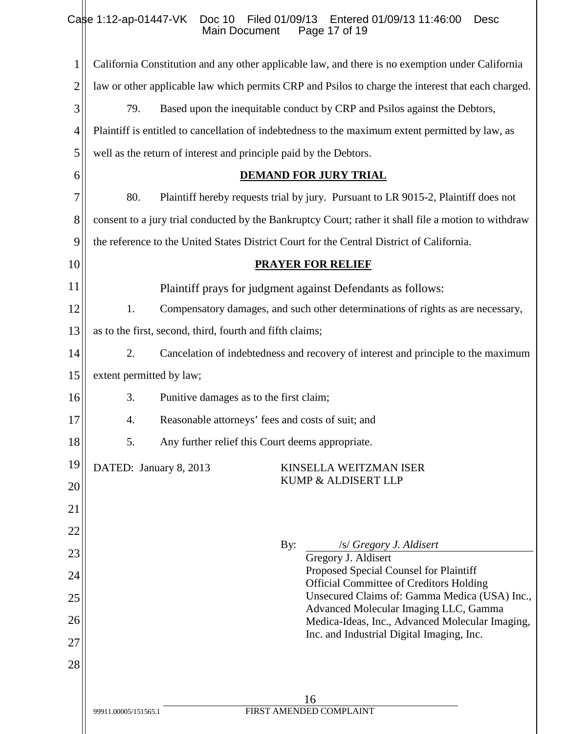California Constitution and any other applicable law, and there is no exemption under California law or other applicable law which permits CRP and Psilos to charge the interest that each charged.

79. Based upon the inequitable conduct by CRP and Psilos against the Debtors, Plaintiff is entitled to cancellation of indebtedness to the maximum extent permitted by law, as well as the return of interest and principle paid by the Debtors.

## DEMAND FOR JURY TRIAL

80. Plaintiff hereby requests trial by jury. Pursuant to LR 9015-2, Plaintiff does not consent to a jury trial conducted by the Bankruptcy Court; rather it shall file a motion to withdraw the reference to the United States District Court for the Central District of California.

## PRAYER FOR RELIEF

Plaintiff prays for judgment against Defendants as follows:

1. Compensatory damages, and such other determinations of rights as are necessary, as to the first, second, third, fourth and fifth claims;

2. Cancelation of indebtedness and recovery of interest and principle to the maximum extent permitted by law;

3. Punitive damages as to the first claim;

4. Reasonable attorneys' fees and costs of suit; and

5. Any further relief this Court deems appropriate.

DATED: January 8, 2013

KINSELLA WEITZMAN ISER KUMP & ALDISERT LLP

By: /s/ *Gregory J. Aldisert*

Gregory J. Aldisert
Proposed Special Counsel for Plaintiff
Official Committee of Creditors Holding Unsecured Claims of: Gamma Medica (USA) Inc., Advanced Molecular Imaging LLC, Gamma Medica-Ideas, Inc., Advanced Molecular Imaging, Inc. and Industrial Digital Imaging, Inc.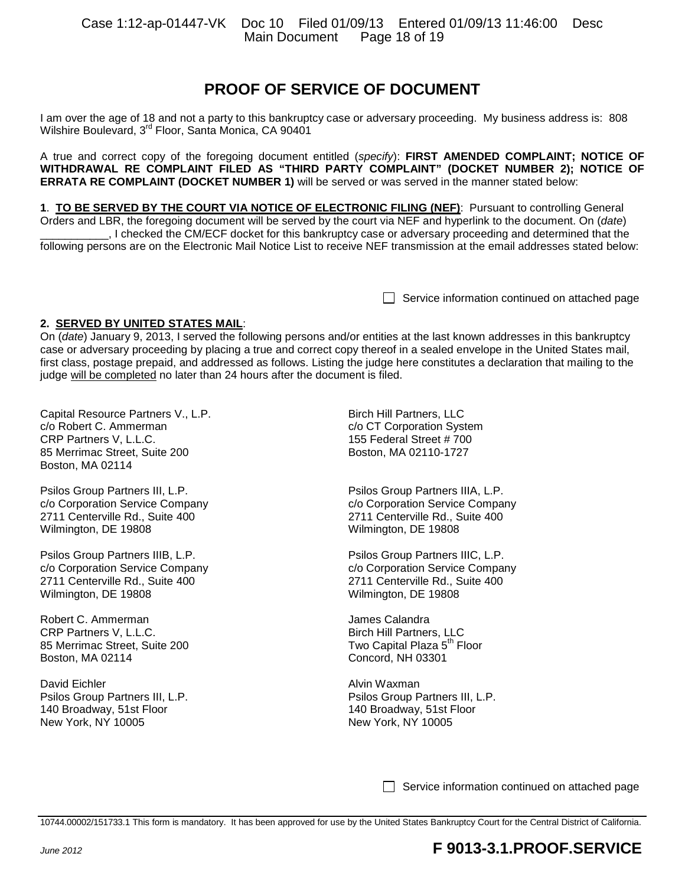# PROOF OF SERVICE OF DOCUMENT

I am over the age of 18 and not a party to this bankruptcy case or adversary proceeding. My business address is: 808 Wilshire Boulevard, 3rd Floor, Santa Monica, CA 90401

A true and correct copy of the foregoing document entitled (*specify*): **FIRST AMENDED COMPLAINT; NOTICE OF WITHDRAWAL RE COMPLAINT FILED AS "THIRD PARTY COMPLAINT" (DOCKET NUMBER 2); NOTICE OF ERRATA RE COMPLAINT (DOCKET NUMBER 1)** will be served or was served in the manner stated below:

**1**. **TO BE SERVED BY THE COURT VIA NOTICE OF ELECTRONIC FILING (NEF)**: Pursuant to controlling General Orders and LBR, the foregoing document will be served by the court via NEF and hyperlink to the document. On (*date*) ___________, I checked the CM/ECF docket for this bankruptcy case or adversary proceeding and determined that the following persons are on the Electronic Mail Notice List to receive NEF transmission at the email addresses stated below:

☐ Service information continued on attached page

**2. SERVED BY UNITED STATES MAIL**:
On (*date*) January 9, 2013, I served the following persons and/or entities at the last known addresses in this bankruptcy case or adversary proceeding by placing a true and correct copy thereof in a sealed envelope in the United States mail, first class, postage prepaid, and addressed as follows. Listing the judge here constitutes a declaration that mailing to the judge will be completed no later than 24 hours after the document is filed.

Capital Resource Partners V., L.P.
c/o Robert C. Ammerman
CRP Partners V, L.L.C.
85 Merrimac Street, Suite 200
Boston, MA 02114

Birch Hill Partners, LLC
c/o CT Corporation System
155 Federal Street # 700
Boston, MA 02110-1727

Psilos Group Partners III, L.P.
c/o Corporation Service Company
2711 Centerville Rd., Suite 400
Wilmington, DE 19808

Psilos Group Partners IIIA, L.P.
c/o Corporation Service Company
2711 Centerville Rd., Suite 400
Wilmington, DE 19808

Psilos Group Partners IIIB, L.P.
c/o Corporation Service Company
2711 Centerville Rd., Suite 400
Wilmington, DE 19808

Psilos Group Partners IIIC, L.P.
c/o Corporation Service Company
2711 Centerville Rd., Suite 400
Wilmington, DE 19808

Robert C. Ammerman
CRP Partners V, L.L.C.
85 Merrimac Street, Suite 200
Boston, MA 02114

James Calandra
Birch Hill Partners, LLC
Two Capital Plaza 5th Floor
Concord, NH 03301

David Eichler
Psilos Group Partners III, L.P.
140 Broadway, 51st Floor
New York, NY 10005

Alvin Waxman
Psilos Group Partners III, L.P.
140 Broadway, 51st Floor
New York, NY 10005

☐ Service information continued on attached page

10744.00002/151733.1 This form is mandatory. It has been approved for use by the United States Bankruptcy Court for the Central District of California.

*June 2012* **F 9013-3.1.PROOF.SERVICE**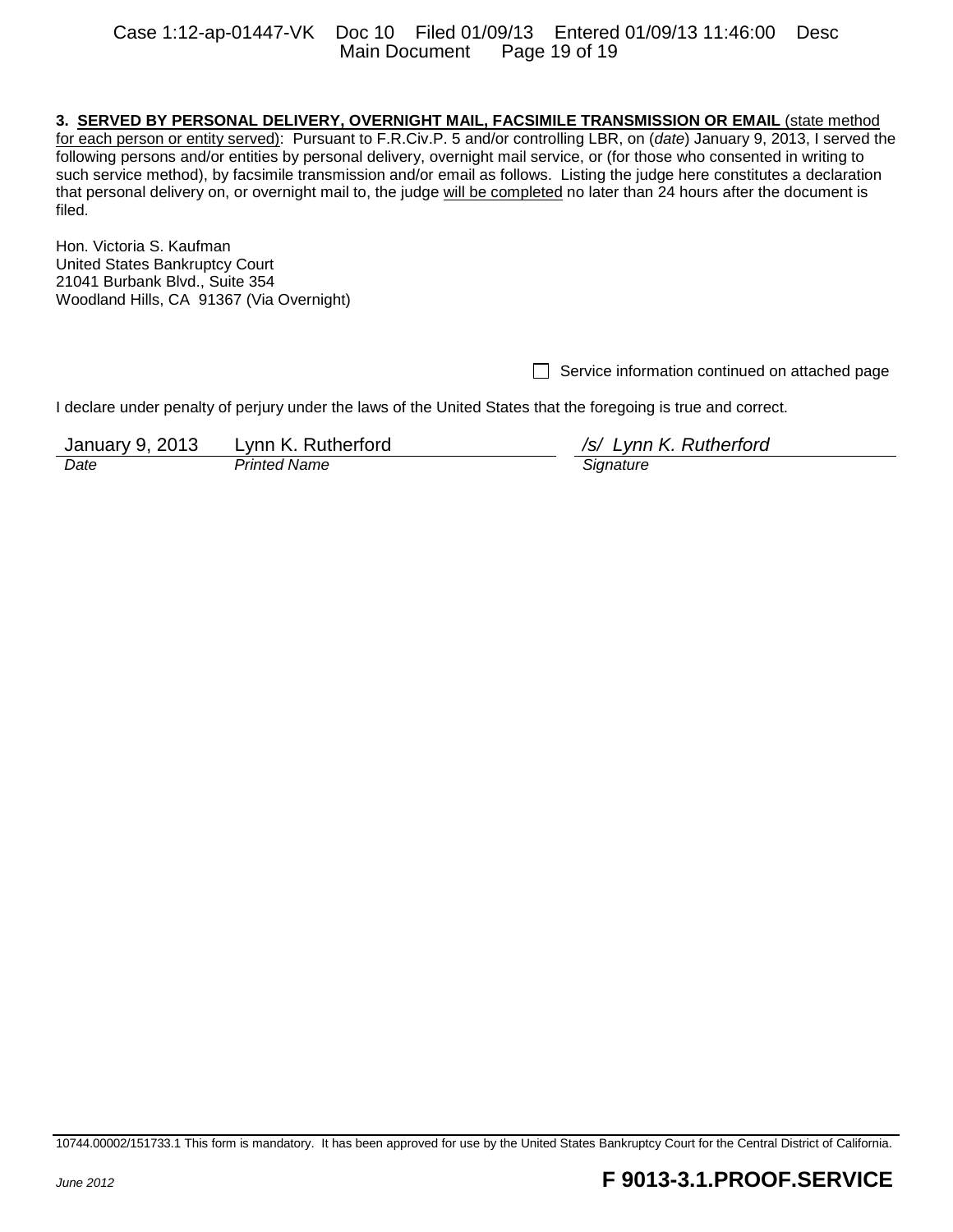**3. <u>SERVED BY PERSONAL DELIVERY, OVERNIGHT MAIL, FACSIMILE TRANSMISSION OR EMAIL</u>** <u>(state method for each person or entity served)</u>: Pursuant to F.R.Civ.P. 5 and/or controlling LBR, on (*date*) January 9, 2013, I served the following persons and/or entities by personal delivery, overnight mail service, or (for those who consented in writing to such service method), by facsimile transmission and/or email as follows. Listing the judge here constitutes a declaration that personal delivery on, or overnight mail to, the judge <u>will be completed</u> no later than 24 hours after the document is filed.

Hon. Victoria S. Kaufman
United States Bankruptcy Court
21041 Burbank Blvd., Suite 354
Woodland Hills, CA 91367 (Via Overnight)

☐ Service information continued on attached page

I declare under penalty of perjury under the laws of the United States that the foregoing is true and correct.

| January 9, 2013 | Lynn K. Rutherford | */s/ Lynn K. Rutherford* |
|---|---|---|
| *Date* | *Printed Name* | *Signature* |

10744.00002/151733.1 This form is mandatory. It has been approved for use by the United States Bankruptcy Court for the Central District of California.

*June 2012* **F 9013-3.1.PROOF.SERVICE**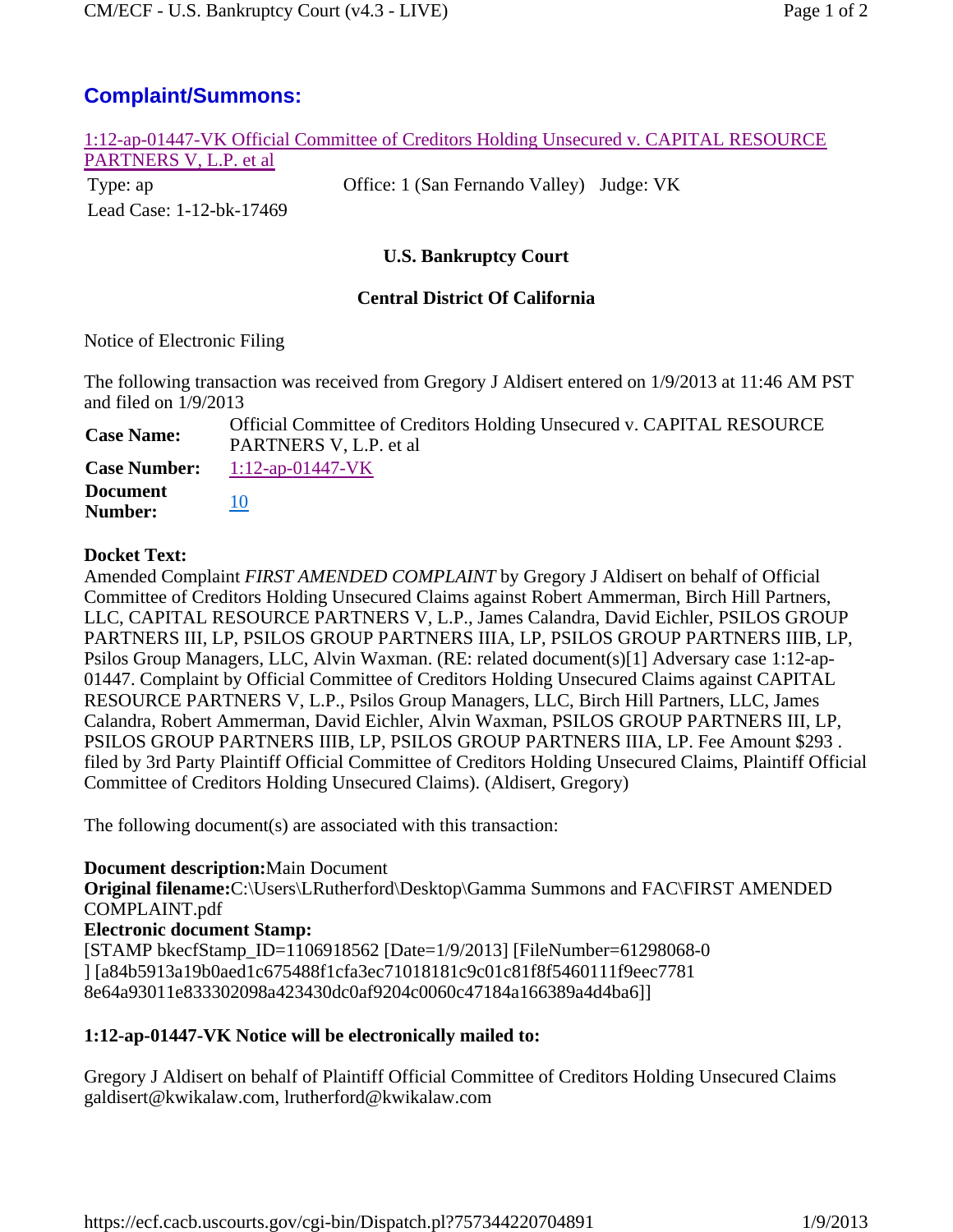## Complaint/Summons:

1:12-ap-01447-VK Official Committee of Creditors Holding Unsecured v. CAPITAL RESOURCE PARTNERS V, L.P. et al

Type: ap    Office: 1 (San Fernando Valley)    Judge: VK

Lead Case: 1-12-bk-17469

**U.S. Bankruptcy Court**

**Central District Of California**

Notice of Electronic Filing

The following transaction was received from Gregory J Aldisert entered on 1/9/2013 at 11:46 AM PST and filed on 1/9/2013

| | |
|---|---|
| **Case Name:** | Official Committee of Creditors Holding Unsecured v. CAPITAL RESOURCE PARTNERS V, L.P. et al |
| **Case Number:** | 1:12-ap-01447-VK |
| **Document Number:** | 10 |

**Docket Text:**

Amended Complaint *FIRST AMENDED COMPLAINT* by Gregory J Aldisert on behalf of Official Committee of Creditors Holding Unsecured Claims against Robert Ammerman, Birch Hill Partners, LLC, CAPITAL RESOURCE PARTNERS V, L.P., James Calandra, David Eichler, PSILOS GROUP PARTNERS III, LP, PSILOS GROUP PARTNERS IIIA, LP, PSILOS GROUP PARTNERS IIIB, LP, Psilos Group Managers, LLC, Alvin Waxman. (RE: related document(s)[1] Adversary case 1:12-ap-01447. Complaint by Official Committee of Creditors Holding Unsecured Claims against CAPITAL RESOURCE PARTNERS V, L.P., Psilos Group Managers, LLC, Birch Hill Partners, LLC, James Calandra, Robert Ammerman, David Eichler, Alvin Waxman, PSILOS GROUP PARTNERS III, LP, PSILOS GROUP PARTNERS IIIB, LP, PSILOS GROUP PARTNERS IIIA, LP. Fee Amount $293 . filed by 3rd Party Plaintiff Official Committee of Creditors Holding Unsecured Claims, Plaintiff Official Committee of Creditors Holding Unsecured Claims). (Aldisert, Gregory)

The following document(s) are associated with this transaction:

**Document description:**Main Document
**Original filename:**C:\Users\LRutherford\Desktop\Gamma Summons and FAC\FIRST AMENDED COMPLAINT.pdf
**Electronic document Stamp:**
[STAMP bkecfStamp_ID=1106918562 [Date=1/9/2013] [FileNumber=61298068-0 ] [a84b5913a19b0aed1c675488f1cfa3ec71018181c9c01c81f8f5460111f9eec7781 8e64a93011e833302098a423430dc0af9204c0060c47184a166389a4d4ba6]]

**1:12-ap-01447-VK Notice will be electronically mailed to:**

Gregory J Aldisert on behalf of Plaintiff Official Committee of Creditors Holding Unsecured Claims
galdisert@kwikalaw.com, lrutherford@kwikalaw.com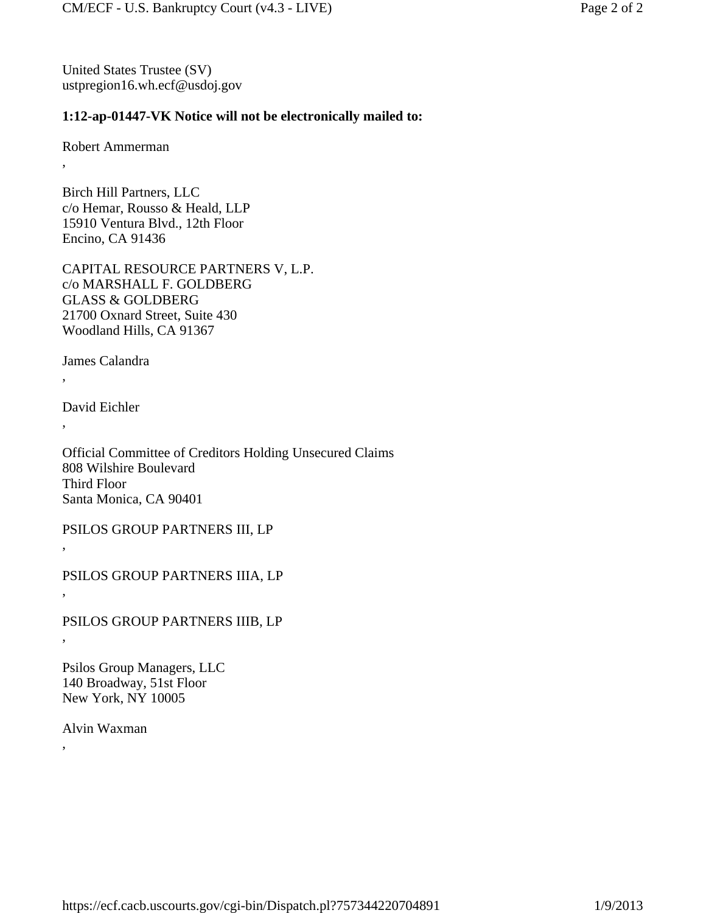United States Trustee (SV)
ustpregion16.wh.ecf@usdoj.gov

**1:12-ap-01447-VK Notice will not be electronically mailed to:**

Robert Ammerman
,

Birch Hill Partners, LLC
c/o Hemar, Rousso & Heald, LLP
15910 Ventura Blvd., 12th Floor
Encino, CA 91436

CAPITAL RESOURCE PARTNERS V, L.P.
c/o MARSHALL F. GOLDBERG
GLASS & GOLDBERG
21700 Oxnard Street, Suite 430
Woodland Hills, CA 91367

James Calandra
,

David Eichler
,

Official Committee of Creditors Holding Unsecured Claims
808 Wilshire Boulevard
Third Floor
Santa Monica, CA 90401

PSILOS GROUP PARTNERS III, LP
,

PSILOS GROUP PARTNERS IIIA, LP
,

PSILOS GROUP PARTNERS IIIB, LP
,

Psilos Group Managers, LLC
140 Broadway, 51st Floor
New York, NY 10005

Alvin Waxman
,